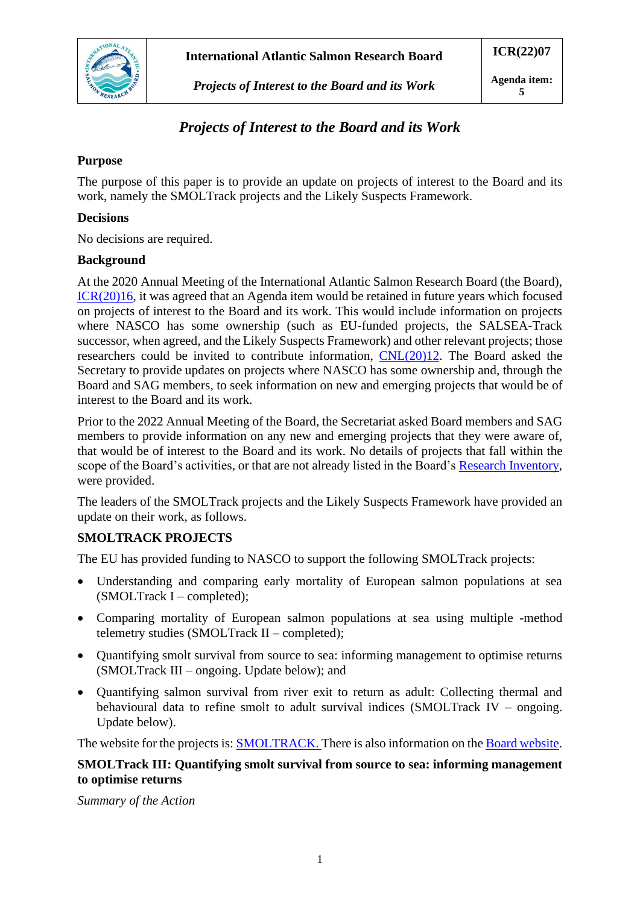| | International Atlantic Salmon Research Board | ICR(22)07 |
|---|---|---|
| | *Projects of Interest to the Board and its Work* | Agenda item: 5 |

# *Projects of Interest to the Board and its Work*

**Purpose**

The purpose of this paper is to provide an update on projects of interest to the Board and its work, namely the SMOLTrack projects and the Likely Suspects Framework.

**Decisions**

No decisions are required.

**Background**

At the 2020 Annual Meeting of the International Atlantic Salmon Research Board (the Board), ICR(20)16, it was agreed that an Agenda item would be retained in future years which focused on projects of interest to the Board and its work. This would include information on projects where NASCO has some ownership (such as EU-funded projects, the SALSEA-Track successor, when agreed, and the Likely Suspects Framework) and other relevant projects; those researchers could be invited to contribute information, CNL(20)12. The Board asked the Secretary to provide updates on projects where NASCO has some ownership and, through the Board and SAG members, to seek information on new and emerging projects that would be of interest to the Board and its work.

Prior to the 2022 Annual Meeting of the Board, the Secretariat asked Board members and SAG members to provide information on any new and emerging projects that they were aware of, that would be of interest to the Board and its work. No details of projects that fall within the scope of the Board's activities, or that are not already listed in the Board's Research Inventory, were provided.

The leaders of the SMOLTrack projects and the Likely Suspects Framework have provided an update on their work, as follows.

**SMOLTRACK PROJECTS**

The EU has provided funding to NASCO to support the following SMOLTrack projects:

- Understanding and comparing early mortality of European salmon populations at sea (SMOLTrack I – completed);
- Comparing mortality of European salmon populations at sea using multiple -method telemetry studies (SMOLTrack II – completed);
- Quantifying smolt survival from source to sea: informing management to optimise returns (SMOLTrack III – ongoing. Update below); and
- Quantifying salmon survival from river exit to return as adult: Collecting thermal and behavioural data to refine smolt to adult survival indices (SMOLTrack IV – ongoing. Update below).

The website for the projects is: SMOLTRACK. There is also information on the Board website.

**SMOLTrack III: Quantifying smolt survival from source to sea: informing management to optimise returns**

*Summary of the Action*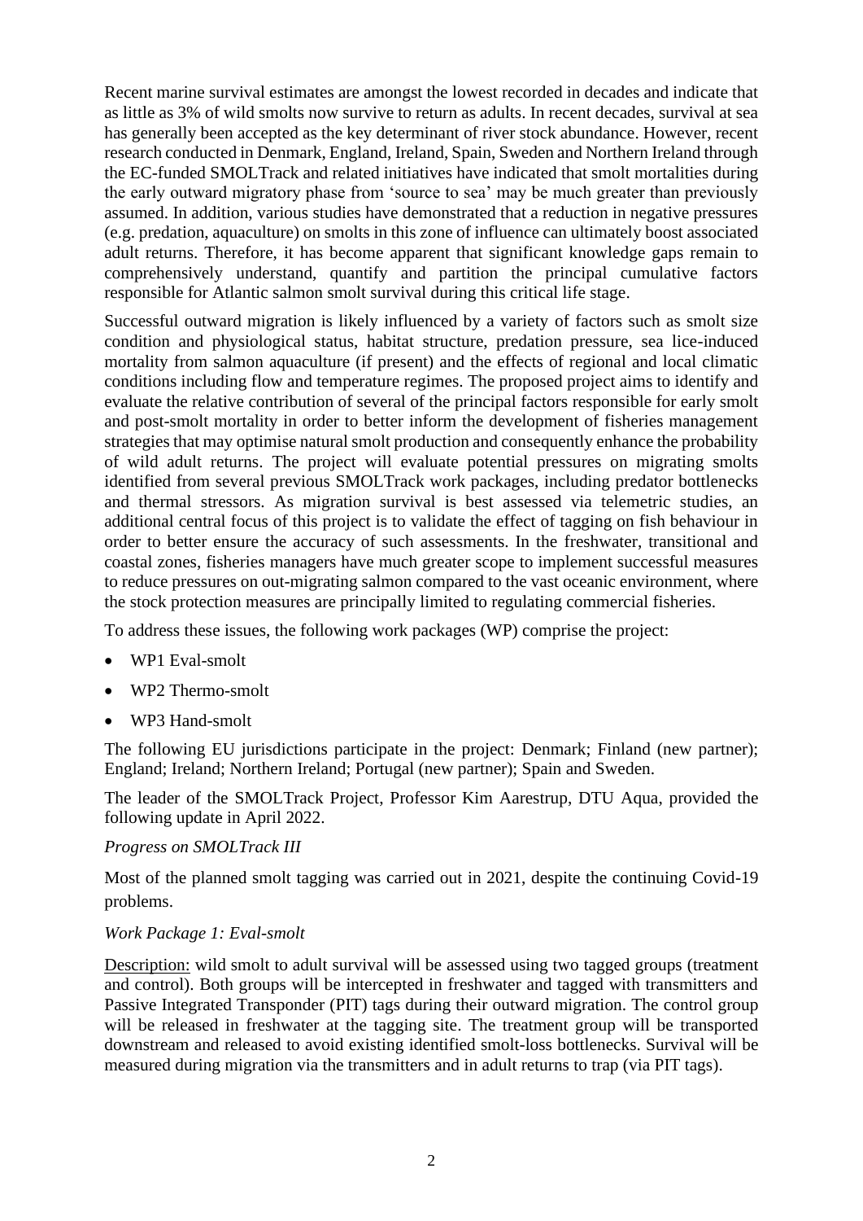Recent marine survival estimates are amongst the lowest recorded in decades and indicate that as little as 3% of wild smolts now survive to return as adults. In recent decades, survival at sea has generally been accepted as the key determinant of river stock abundance. However, recent research conducted in Denmark, England, Ireland, Spain, Sweden and Northern Ireland through the EC-funded SMOLTrack and related initiatives have indicated that smolt mortalities during the early outward migratory phase from 'source to sea' may be much greater than previously assumed. In addition, various studies have demonstrated that a reduction in negative pressures (e.g. predation, aquaculture) on smolts in this zone of influence can ultimately boost associated adult returns. Therefore, it has become apparent that significant knowledge gaps remain to comprehensively understand, quantify and partition the principal cumulative factors responsible for Atlantic salmon smolt survival during this critical life stage.

Successful outward migration is likely influenced by a variety of factors such as smolt size condition and physiological status, habitat structure, predation pressure, sea lice-induced mortality from salmon aquaculture (if present) and the effects of regional and local climatic conditions including flow and temperature regimes. The proposed project aims to identify and evaluate the relative contribution of several of the principal factors responsible for early smolt and post-smolt mortality in order to better inform the development of fisheries management strategies that may optimise natural smolt production and consequently enhance the probability of wild adult returns. The project will evaluate potential pressures on migrating smolts identified from several previous SMOLTrack work packages, including predator bottlenecks and thermal stressors. As migration survival is best assessed via telemetric studies, an additional central focus of this project is to validate the effect of tagging on fish behaviour in order to better ensure the accuracy of such assessments. In the freshwater, transitional and coastal zones, fisheries managers have much greater scope to implement successful measures to reduce pressures on out-migrating salmon compared to the vast oceanic environment, where the stock protection measures are principally limited to regulating commercial fisheries.

To address these issues, the following work packages (WP) comprise the project:

- WP1 Eval-smolt
- WP2 Thermo-smolt
- WP3 Hand-smolt

The following EU jurisdictions participate in the project: Denmark; Finland (new partner); England; Ireland; Northern Ireland; Portugal (new partner); Spain and Sweden.

The leader of the SMOLTrack Project, Professor Kim Aarestrup, DTU Aqua, provided the following update in April 2022.

*Progress on SMOLTrack III*

Most of the planned smolt tagging was carried out in 2021, despite the continuing Covid-19 problems.

*Work Package 1: Eval-smolt*

Description: wild smolt to adult survival will be assessed using two tagged groups (treatment and control). Both groups will be intercepted in freshwater and tagged with transmitters and Passive Integrated Transponder (PIT) tags during their outward migration. The control group will be released in freshwater at the tagging site. The treatment group will be transported downstream and released to avoid existing identified smolt-loss bottlenecks. Survival will be measured during migration via the transmitters and in adult returns to trap (via PIT tags).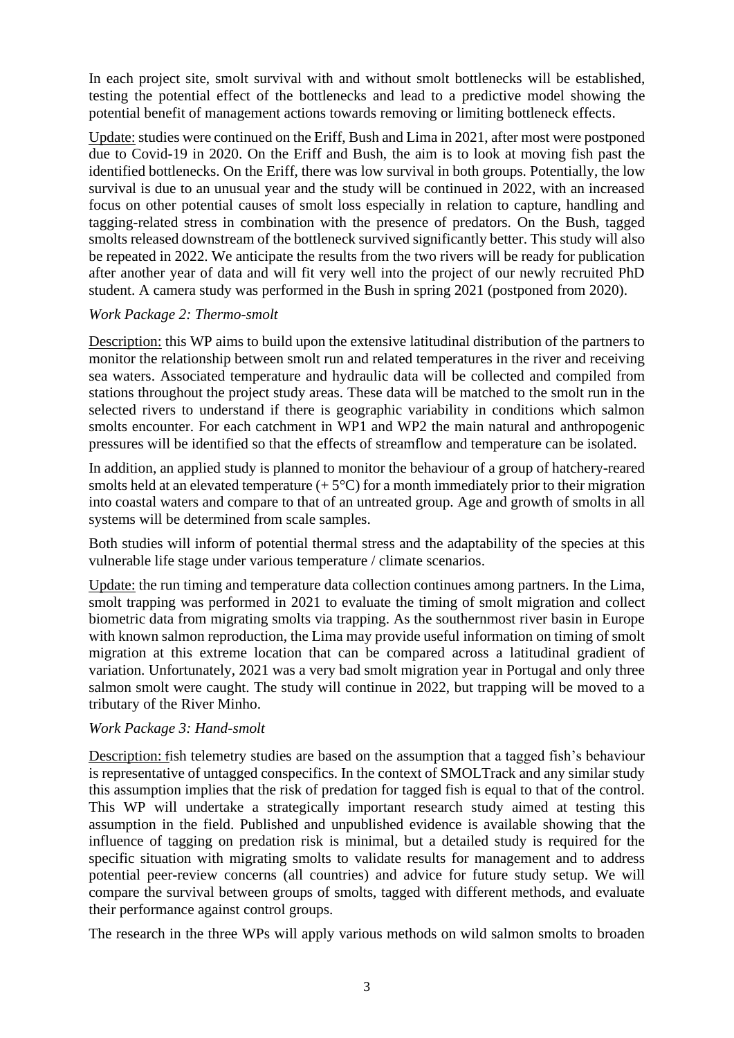In each project site, smolt survival with and without smolt bottlenecks will be established, testing the potential effect of the bottlenecks and lead to a predictive model showing the potential benefit of management actions towards removing or limiting bottleneck effects.

Update: studies were continued on the Eriff, Bush and Lima in 2021, after most were postponed due to Covid-19 in 2020. On the Eriff and Bush, the aim is to look at moving fish past the identified bottlenecks. On the Eriff, there was low survival in both groups. Potentially, the low survival is due to an unusual year and the study will be continued in 2022, with an increased focus on other potential causes of smolt loss especially in relation to capture, handling and tagging-related stress in combination with the presence of predators. On the Bush, tagged smolts released downstream of the bottleneck survived significantly better. This study will also be repeated in 2022. We anticipate the results from the two rivers will be ready for publication after another year of data and will fit very well into the project of our newly recruited PhD student. A camera study was performed in the Bush in spring 2021 (postponed from 2020).

*Work Package 2: Thermo-smolt*

Description: this WP aims to build upon the extensive latitudinal distribution of the partners to monitor the relationship between smolt run and related temperatures in the river and receiving sea waters. Associated temperature and hydraulic data will be collected and compiled from stations throughout the project study areas. These data will be matched to the smolt run in the selected rivers to understand if there is geographic variability in conditions which salmon smolts encounter. For each catchment in WP1 and WP2 the main natural and anthropogenic pressures will be identified so that the effects of streamflow and temperature can be isolated.

In addition, an applied study is planned to monitor the behaviour of a group of hatchery-reared smolts held at an elevated temperature (+ 5°C) for a month immediately prior to their migration into coastal waters and compare to that of an untreated group. Age and growth of smolts in all systems will be determined from scale samples.

Both studies will inform of potential thermal stress and the adaptability of the species at this vulnerable life stage under various temperature / climate scenarios.

Update: the run timing and temperature data collection continues among partners. In the Lima, smolt trapping was performed in 2021 to evaluate the timing of smolt migration and collect biometric data from migrating smolts via trapping. As the southernmost river basin in Europe with known salmon reproduction, the Lima may provide useful information on timing of smolt migration at this extreme location that can be compared across a latitudinal gradient of variation. Unfortunately, 2021 was a very bad smolt migration year in Portugal and only three salmon smolt were caught. The study will continue in 2022, but trapping will be moved to a tributary of the River Minho.

*Work Package 3: Hand-smolt*

Description: fish telemetry studies are based on the assumption that a tagged fish's behaviour is representative of untagged conspecifics. In the context of SMOLTrack and any similar study this assumption implies that the risk of predation for tagged fish is equal to that of the control. This WP will undertake a strategically important research study aimed at testing this assumption in the field. Published and unpublished evidence is available showing that the influence of tagging on predation risk is minimal, but a detailed study is required for the specific situation with migrating smolts to validate results for management and to address potential peer-review concerns (all countries) and advice for future study setup. We will compare the survival between groups of smolts, tagged with different methods, and evaluate their performance against control groups.

The research in the three WPs will apply various methods on wild salmon smolts to broaden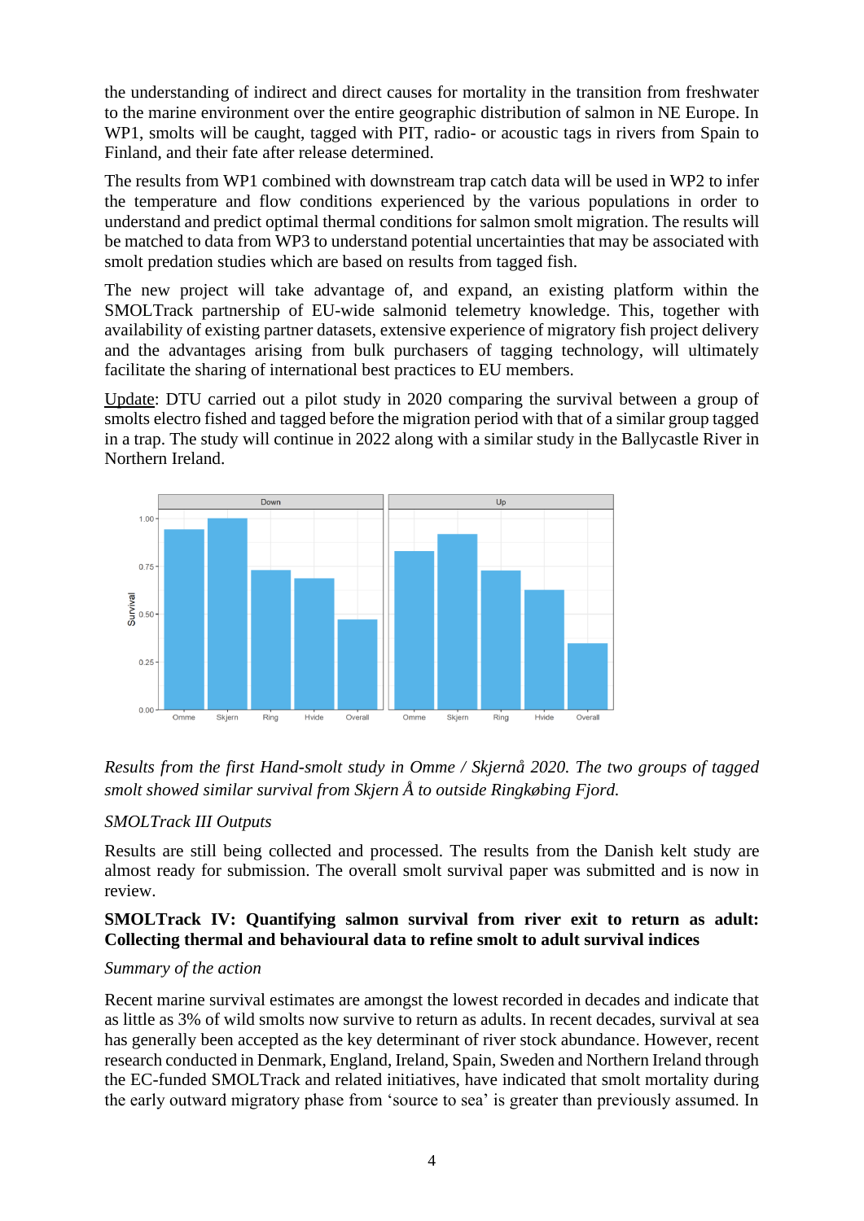the understanding of indirect and direct causes for mortality in the transition from freshwater to the marine environment over the entire geographic distribution of salmon in NE Europe. In WP1, smolts will be caught, tagged with PIT, radio- or acoustic tags in rivers from Spain to Finland, and their fate after release determined.

The results from WP1 combined with downstream trap catch data will be used in WP2 to infer the temperature and flow conditions experienced by the various populations in order to understand and predict optimal thermal conditions for salmon smolt migration. The results will be matched to data from WP3 to understand potential uncertainties that may be associated with smolt predation studies which are based on results from tagged fish.

The new project will take advantage of, and expand, an existing platform within the SMOLTrack partnership of EU-wide salmonid telemetry knowledge. This, together with availability of existing partner datasets, extensive experience of migratory fish project delivery and the advantages arising from bulk purchasers of tagging technology, will ultimately facilitate the sharing of international best practices to EU members.

Update: DTU carried out a pilot study in 2020 comparing the survival between a group of smolts electro fished and tagged before the migration period with that of a similar group tagged in a trap. The study will continue in 2022 along with a similar study in the Ballycastle River in Northern Ireland.

*Results from the first Hand-smolt study in Omme / Skjernå 2020. The two groups of tagged smolt showed similar survival from Skjern Å to outside Ringkøbing Fjord.*

*SMOLTrack III Outputs*

Results are still being collected and processed. The results from the Danish kelt study are almost ready for submission. The overall smolt survival paper was submitted and is now in review.

**SMOLTrack IV: Quantifying salmon survival from river exit to return as adult: Collecting thermal and behavioural data to refine smolt to adult survival indices**

*Summary of the action*

Recent marine survival estimates are amongst the lowest recorded in decades and indicate that as little as 3% of wild smolts now survive to return as adults. In recent decades, survival at sea has generally been accepted as the key determinant of river stock abundance. However, recent research conducted in Denmark, England, Ireland, Spain, Sweden and Northern Ireland through the EC-funded SMOLTrack and related initiatives, have indicated that smolt mortality during the early outward migratory phase from 'source to sea' is greater than previously assumed. In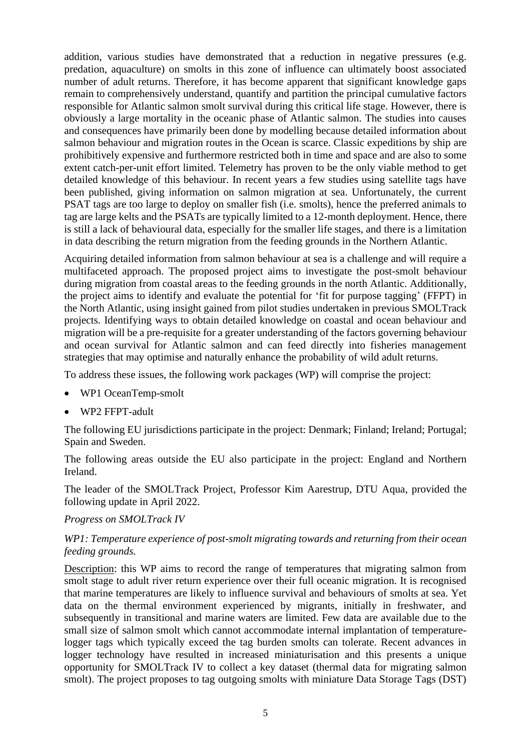addition, various studies have demonstrated that a reduction in negative pressures (e.g. predation, aquaculture) on smolts in this zone of influence can ultimately boost associated number of adult returns. Therefore, it has become apparent that significant knowledge gaps remain to comprehensively understand, quantify and partition the principal cumulative factors responsible for Atlantic salmon smolt survival during this critical life stage. However, there is obviously a large mortality in the oceanic phase of Atlantic salmon. The studies into causes and consequences have primarily been done by modelling because detailed information about salmon behaviour and migration routes in the Ocean is scarce. Classic expeditions by ship are prohibitively expensive and furthermore restricted both in time and space and are also to some extent catch-per-unit effort limited. Telemetry has proven to be the only viable method to get detailed knowledge of this behaviour. In recent years a few studies using satellite tags have been published, giving information on salmon migration at sea. Unfortunately, the current PSAT tags are too large to deploy on smaller fish (i.e. smolts), hence the preferred animals to tag are large kelts and the PSATs are typically limited to a 12-month deployment. Hence, there is still a lack of behavioural data, especially for the smaller life stages, and there is a limitation in data describing the return migration from the feeding grounds in the Northern Atlantic.

Acquiring detailed information from salmon behaviour at sea is a challenge and will require a multifaceted approach. The proposed project aims to investigate the post-smolt behaviour during migration from coastal areas to the feeding grounds in the north Atlantic. Additionally, the project aims to identify and evaluate the potential for 'fit for purpose tagging' (FFPT) in the North Atlantic, using insight gained from pilot studies undertaken in previous SMOLTrack projects. Identifying ways to obtain detailed knowledge on coastal and ocean behaviour and migration will be a pre-requisite for a greater understanding of the factors governing behaviour and ocean survival for Atlantic salmon and can feed directly into fisheries management strategies that may optimise and naturally enhance the probability of wild adult returns.

To address these issues, the following work packages (WP) will comprise the project:

- WP1 OceanTemp-smolt
- WP2 FFPT-adult

The following EU jurisdictions participate in the project: Denmark; Finland; Ireland; Portugal; Spain and Sweden.

The following areas outside the EU also participate in the project: England and Northern Ireland.

The leader of the SMOLTrack Project, Professor Kim Aarestrup, DTU Aqua, provided the following update in April 2022.

*Progress on SMOLTrack IV*

*WP1: Temperature experience of post-smolt migrating towards and returning from their ocean feeding grounds.*

<u>Description</u>: this WP aims to record the range of temperatures that migrating salmon from smolt stage to adult river return experience over their full oceanic migration. It is recognised that marine temperatures are likely to influence survival and behaviours of smolts at sea. Yet data on the thermal environment experienced by migrants, initially in freshwater, and subsequently in transitional and marine waters are limited. Few data are available due to the small size of salmon smolt which cannot accommodate internal implantation of temperature-logger tags which typically exceed the tag burden smolts can tolerate. Recent advances in logger technology have resulted in increased miniaturisation and this presents a unique opportunity for SMOLTrack IV to collect a key dataset (thermal data for migrating salmon smolt). The project proposes to tag outgoing smolts with miniature Data Storage Tags (DST)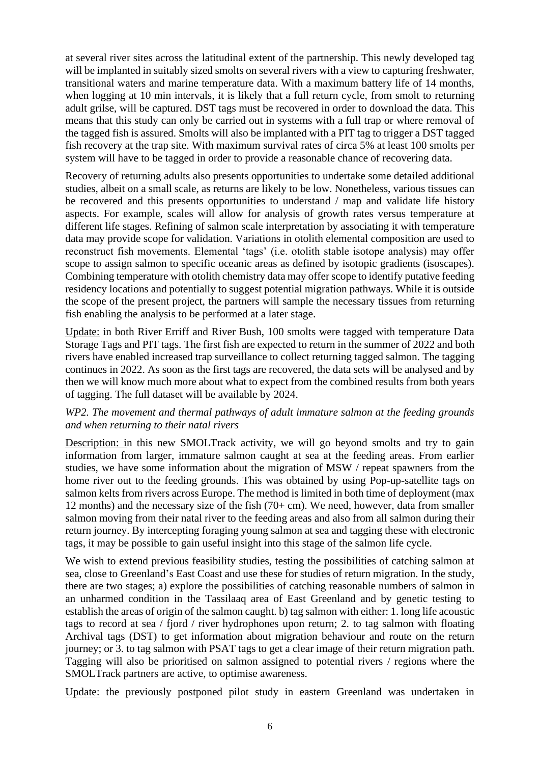at several river sites across the latitudinal extent of the partnership. This newly developed tag will be implanted in suitably sized smolts on several rivers with a view to capturing freshwater, transitional waters and marine temperature data. With a maximum battery life of 14 months, when logging at 10 min intervals, it is likely that a full return cycle, from smolt to returning adult grilse, will be captured. DST tags must be recovered in order to download the data. This means that this study can only be carried out in systems with a full trap or where removal of the tagged fish is assured. Smolts will also be implanted with a PIT tag to trigger a DST tagged fish recovery at the trap site. With maximum survival rates of circa 5% at least 100 smolts per system will have to be tagged in order to provide a reasonable chance of recovering data.

Recovery of returning adults also presents opportunities to undertake some detailed additional studies, albeit on a small scale, as returns are likely to be low. Nonetheless, various tissues can be recovered and this presents opportunities to understand / map and validate life history aspects. For example, scales will allow for analysis of growth rates versus temperature at different life stages. Refining of salmon scale interpretation by associating it with temperature data may provide scope for validation. Variations in otolith elemental composition are used to reconstruct fish movements. Elemental 'tags' (i.e. otolith stable isotope analysis) may offer scope to assign salmon to specific oceanic areas as defined by isotopic gradients (isoscapes). Combining temperature with otolith chemistry data may offer scope to identify putative feeding residency locations and potentially to suggest potential migration pathways. While it is outside the scope of the present project, the partners will sample the necessary tissues from returning fish enabling the analysis to be performed at a later stage.

Update: in both River Erriff and River Bush, 100 smolts were tagged with temperature Data Storage Tags and PIT tags. The first fish are expected to return in the summer of 2022 and both rivers have enabled increased trap surveillance to collect returning tagged salmon. The tagging continues in 2022. As soon as the first tags are recovered, the data sets will be analysed and by then we will know much more about what to expect from the combined results from both years of tagging. The full dataset will be available by 2024.

*WP2. The movement and thermal pathways of adult immature salmon at the feeding grounds and when returning to their natal rivers*

Description: in this new SMOLTrack activity, we will go beyond smolts and try to gain information from larger, immature salmon caught at sea at the feeding areas. From earlier studies, we have some information about the migration of MSW / repeat spawners from the home river out to the feeding grounds. This was obtained by using Pop-up-satellite tags on salmon kelts from rivers across Europe. The method is limited in both time of deployment (max 12 months) and the necessary size of the fish (70+ cm). We need, however, data from smaller salmon moving from their natal river to the feeding areas and also from all salmon during their return journey. By intercepting foraging young salmon at sea and tagging these with electronic tags, it may be possible to gain useful insight into this stage of the salmon life cycle.

We wish to extend previous feasibility studies, testing the possibilities of catching salmon at sea, close to Greenland's East Coast and use these for studies of return migration. In the study, there are two stages; a) explore the possibilities of catching reasonable numbers of salmon in an unharmed condition in the Tassilaaq area of East Greenland and by genetic testing to establish the areas of origin of the salmon caught. b) tag salmon with either: 1. long life acoustic tags to record at sea / fjord / river hydrophones upon return; 2. to tag salmon with floating Archival tags (DST) to get information about migration behaviour and route on the return journey; or 3. to tag salmon with PSAT tags to get a clear image of their return migration path. Tagging will also be prioritised on salmon assigned to potential rivers / regions where the SMOLTrack partners are active, to optimise awareness.

Update: the previously postponed pilot study in eastern Greenland was undertaken in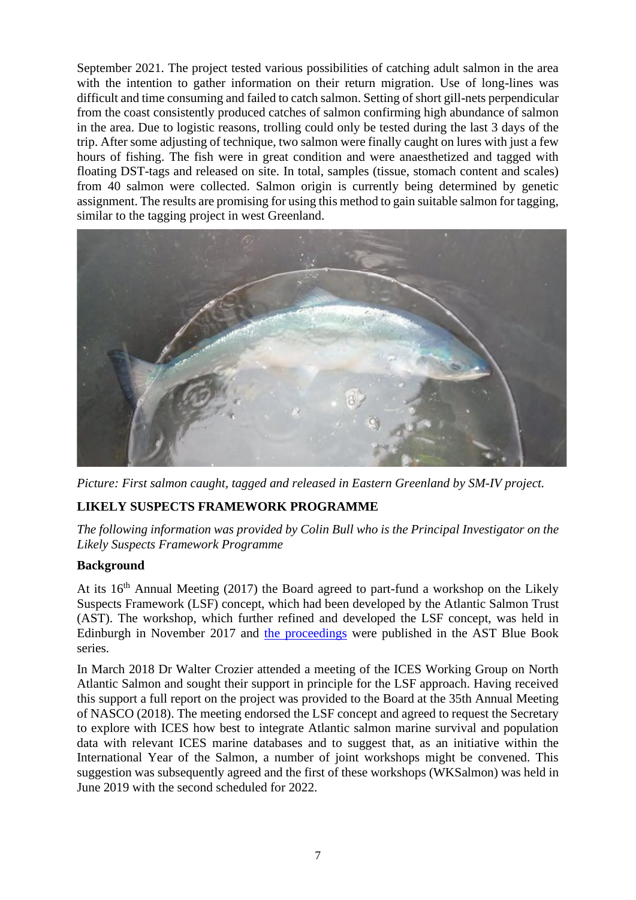September 2021. The project tested various possibilities of catching adult salmon in the area with the intention to gather information on their return migration. Use of long-lines was difficult and time consuming and failed to catch salmon. Setting of short gill-nets perpendicular from the coast consistently produced catches of salmon confirming high abundance of salmon in the area. Due to logistic reasons, trolling could only be tested during the last 3 days of the trip. After some adjusting of technique, two salmon were finally caught on lures with just a few hours of fishing. The fish were in great condition and were anaesthetized and tagged with floating DST-tags and released on site. In total, samples (tissue, stomach content and scales) from 40 salmon were collected. Salmon origin is currently being determined by genetic assignment. The results are promising for using this method to gain suitable salmon for tagging, similar to the tagging project in west Greenland.

*Picture: First salmon caught, tagged and released in Eastern Greenland by SM-IV project.*

## LIKELY SUSPECTS FRAMEWORK PROGRAMME

*The following information was provided by Colin Bull who is the Principal Investigator on the Likely Suspects Framework Programme*

### Background

At its 16th Annual Meeting (2017) the Board agreed to part-fund a workshop on the Likely Suspects Framework (LSF) concept, which had been developed by the Atlantic Salmon Trust (AST). The workshop, which further refined and developed the LSF concept, was held in Edinburgh in November 2017 and the proceedings were published in the AST Blue Book series.

In March 2018 Dr Walter Crozier attended a meeting of the ICES Working Group on North Atlantic Salmon and sought their support in principle for the LSF approach. Having received this support a full report on the project was provided to the Board at the 35th Annual Meeting of NASCO (2018). The meeting endorsed the LSF concept and agreed to request the Secretary to explore with ICES how best to integrate Atlantic salmon marine survival and population data with relevant ICES marine databases and to suggest that, as an initiative within the International Year of the Salmon, a number of joint workshops might be convened. This suggestion was subsequently agreed and the first of these workshops (WKSalmon) was held in June 2019 with the second scheduled for 2022.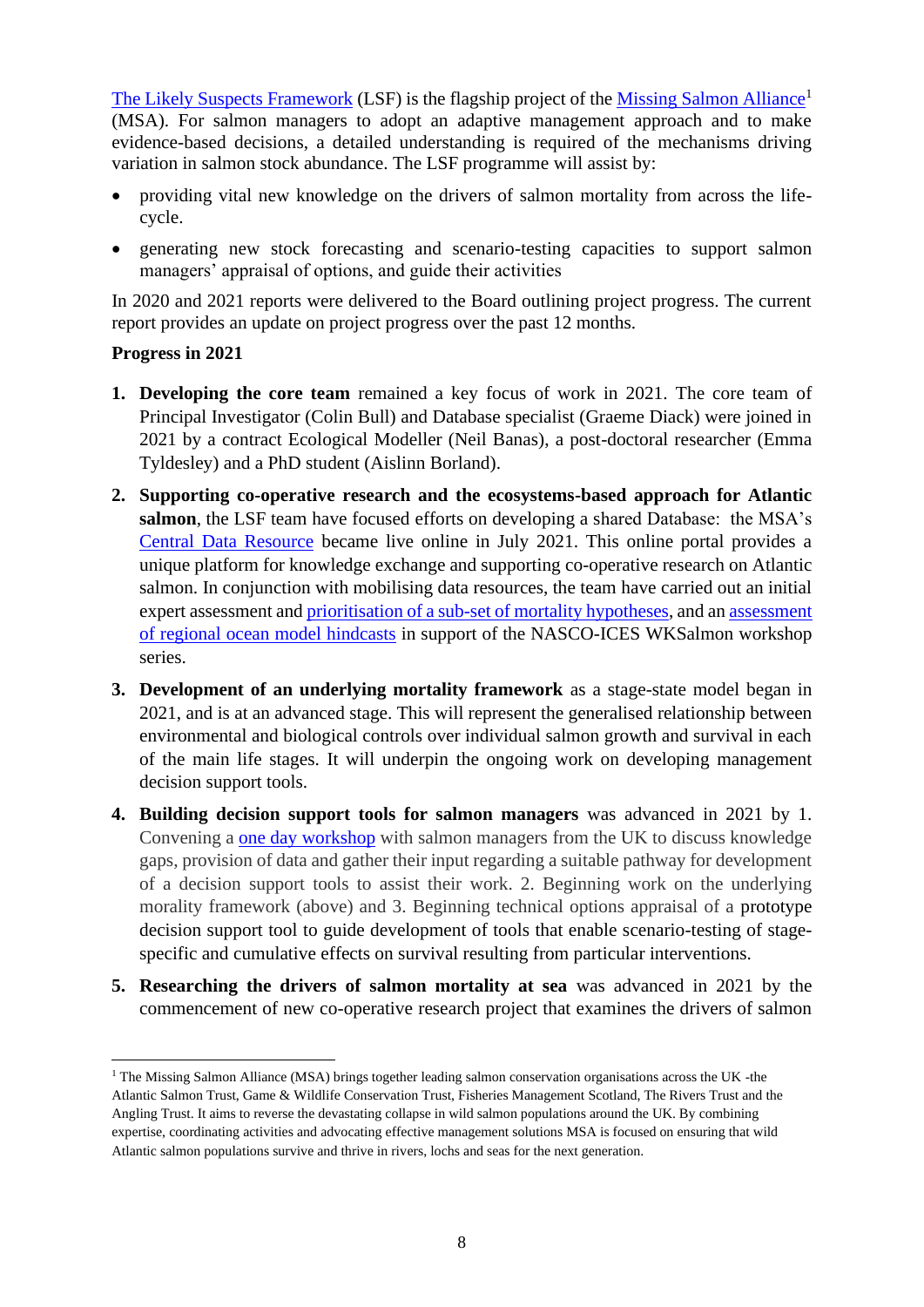The Likely Suspects Framework (LSF) is the flagship project of the Missing Salmon Alliance[1] (MSA). For salmon managers to adopt an adaptive management approach and to make evidence-based decisions, a detailed understanding is required of the mechanisms driving variation in salmon stock abundance. The LSF programme will assist by:

- providing vital new knowledge on the drivers of salmon mortality from across the life-cycle.
- generating new stock forecasting and scenario-testing capacities to support salmon managers' appraisal of options, and guide their activities

In 2020 and 2021 reports were delivered to the Board outlining project progress. The current report provides an update on project progress over the past 12 months.

**Progress in 2021**

1. **Developing the core team** remained a key focus of work in 2021. The core team of Principal Investigator (Colin Bull) and Database specialist (Graeme Diack) were joined in 2021 by a contract Ecological Modeller (Neil Banas), a post-doctoral researcher (Emma Tyldesley) and a PhD student (Aislinn Borland).

2. **Supporting co-operative research and the ecosystems-based approach for Atlantic salmon**, the LSF team have focused efforts on developing a shared Database: the MSA's Central Data Resource became live online in July 2021. This online portal provides a unique platform for knowledge exchange and supporting co-operative research on Atlantic salmon. In conjunction with mobilising data resources, the team have carried out an initial expert assessment and prioritisation of a sub-set of mortality hypotheses, and an assessment of regional ocean model hindcasts in support of the NASCO-ICES WKSalmon workshop series.

3. **Development of an underlying mortality framework** as a stage-state model began in 2021, and is at an advanced stage. This will represent the generalised relationship between environmental and biological controls over individual salmon growth and survival in each of the main life stages. It will underpin the ongoing work on developing management decision support tools.

4. **Building decision support tools for salmon managers** was advanced in 2021 by 1. Convening a one day workshop with salmon managers from the UK to discuss knowledge gaps, provision of data and gather their input regarding a suitable pathway for development of a decision support tools to assist their work. 2. Beginning work on the underlying morality framework (above) and 3. Beginning technical options appraisal of a prototype decision support tool to guide development of tools that enable scenario-testing of stage-specific and cumulative effects on survival resulting from particular interventions.

5. **Researching the drivers of salmon mortality at sea** was advanced in 2021 by the commencement of new co-operative research project that examines the drivers of salmon

---

[1] The Missing Salmon Alliance (MSA) brings together leading salmon conservation organisations across the UK -the Atlantic Salmon Trust, Game & Wildlife Conservation Trust, Fisheries Management Scotland, The Rivers Trust and the Angling Trust. It aims to reverse the devastating collapse in wild salmon populations around the UK. By combining expertise, coordinating activities and advocating effective management solutions MSA is focused on ensuring that wild Atlantic salmon populations survive and thrive in rivers, lochs and seas for the next generation.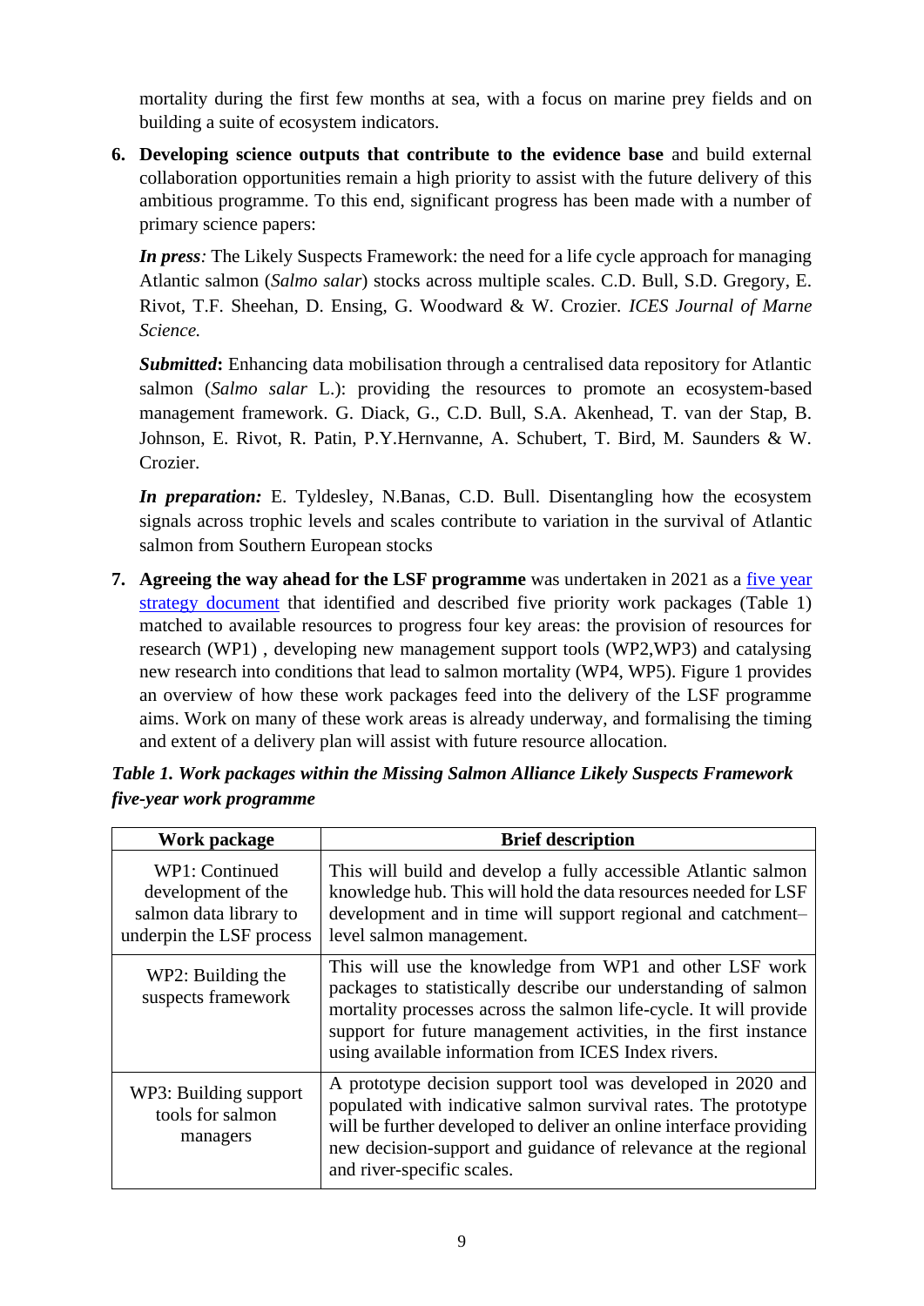mortality during the first few months at sea, with a focus on marine prey fields and on building a suite of ecosystem indicators.

6. **Developing science outputs that contribute to the evidence base** and build external collaboration opportunities remain a high priority to assist with the future delivery of this ambitious programme. To this end, significant progress has been made with a number of primary science papers:

   ***In press:*** The Likely Suspects Framework: the need for a life cycle approach for managing Atlantic salmon (*Salmo salar*) stocks across multiple scales. C.D. Bull, S.D. Gregory, E. Rivot, T.F. Sheehan, D. Ensing, G. Woodward & W. Crozier. *ICES Journal of Marne Science.*

   ***Submitted*:** Enhancing data mobilisation through a centralised data repository for Atlantic salmon (*Salmo salar* L.): providing the resources to promote an ecosystem-based management framework. G. Diack, G., C.D. Bull, S.A. Akenhead, T. van der Stap, B. Johnson, E. Rivot, R. Patin, P.Y.Hernvanne, A. Schubert, T. Bird, M. Saunders & W. Crozier.

   ***In preparation:*** E. Tyldesley, N.Banas, C.D. Bull. Disentangling how the ecosystem signals across trophic levels and scales contribute to variation in the survival of Atlantic salmon from Southern European stocks

7. **Agreeing the way ahead for the LSF programme** was undertaken in 2021 as a five year strategy document that identified and described five priority work packages (Table 1) matched to available resources to progress four key areas: the provision of resources for research (WP1) , developing new management support tools (WP2,WP3) and catalysing new research into conditions that lead to salmon mortality (WP4, WP5). Figure 1 provides an overview of how these work packages feed into the delivery of the LSF programme aims. Work on many of these work areas is already underway, and formalising the timing and extent of a delivery plan will assist with future resource allocation.

***Table 1. Work packages within the Missing Salmon Alliance Likely Suspects Framework five-year work programme***

| Work package | Brief description |
|---|---|
| WP1: Continued development of the salmon data library to underpin the LSF process | This will build and develop a fully accessible Atlantic salmon knowledge hub. This will hold the data resources needed for LSF development and in time will support regional and catchment–level salmon management. |
| WP2: Building the suspects framework | This will use the knowledge from WP1 and other LSF work packages to statistically describe our understanding of salmon mortality processes across the salmon life-cycle. It will provide support for future management activities, in the first instance using available information from ICES Index rivers. |
| WP3: Building support tools for salmon managers | A prototype decision support tool was developed in 2020 and populated with indicative salmon survival rates. The prototype will be further developed to deliver an online interface providing new decision-support and guidance of relevance at the regional and river-specific scales. |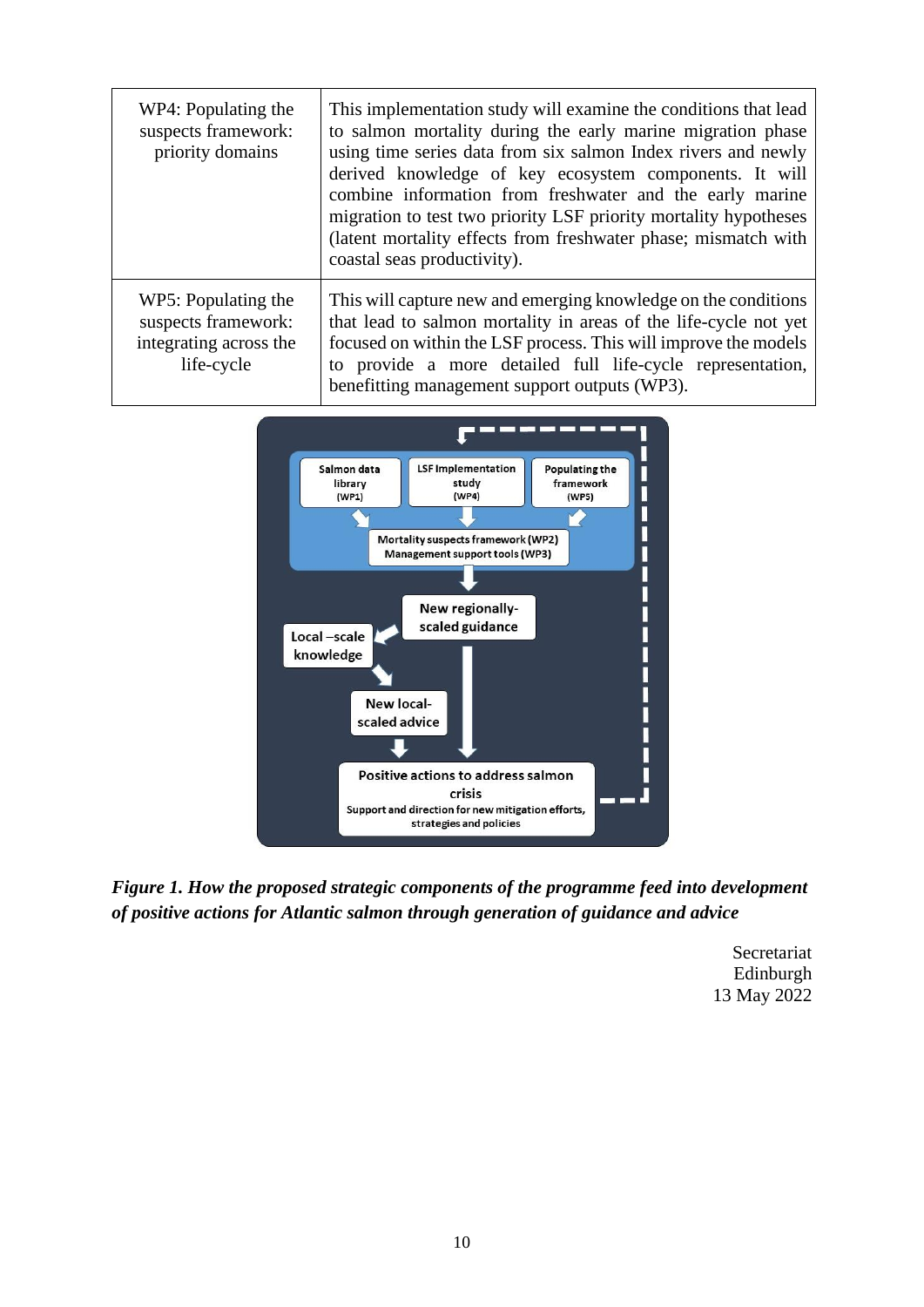| | |
|---|---|
| WP4: Populating the suspects framework: priority domains | This implementation study will examine the conditions that lead to salmon mortality during the early marine migration phase using time series data from six salmon Index rivers and newly derived knowledge of key ecosystem components. It will combine information from freshwater and the early marine migration to test two priority LSF priority mortality hypotheses (latent mortality effects from freshwater phase; mismatch with coastal seas productivity). |
| WP5: Populating the suspects framework: integrating across the life-cycle | This will capture new and emerging knowledge on the conditions that lead to salmon mortality in areas of the life-cycle not yet focused on within the LSF process. This will improve the models to provide a more detailed full life-cycle representation, benefitting management support outputs (WP3). |

Salmon data library (WP1)

LSF Implementation study (WP4)

Populating the framework (WP5)

Mortality suspects framework (WP2)
Management support tools (WP3)

New regionally-scaled guidance

Local –scale knowledge

New local-scaled advice

Positive actions to address salmon crisis
Support and direction for new mitigation efforts, strategies and policies

*Figure 1. How the proposed strategic components of the programme feed into development of positive actions for Atlantic salmon through generation of guidance and advice*

Secretariat
Edinburgh
13 May 2022